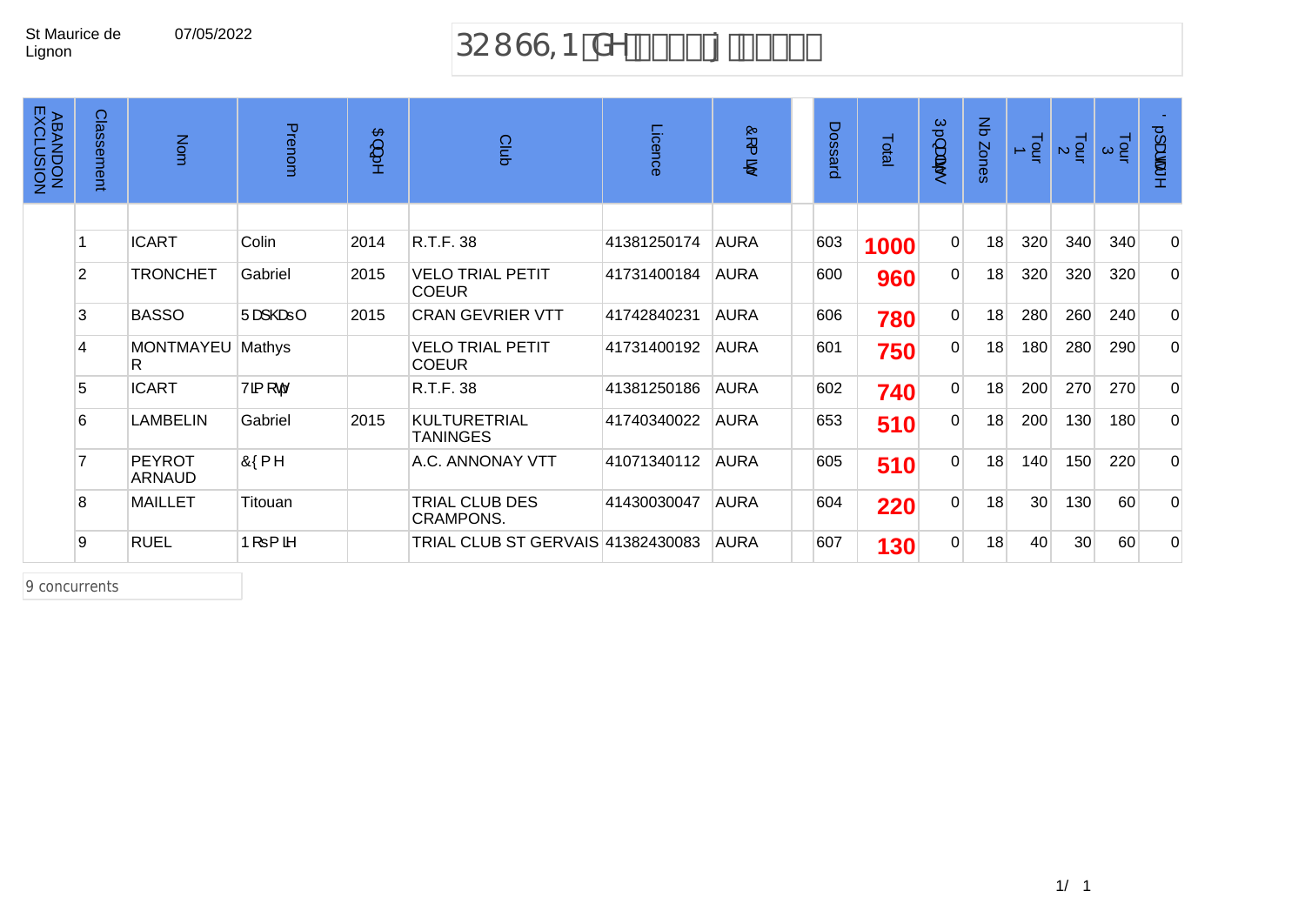St Maurice de Lignon — 07/05/2022

# POUSSIN

| ABANDON EXCLUSION | Classement | Nom | Prenom | Année | Club | Licence | Comité | | Dossard | Total | Pénalités | Nb Zones | Tour 1 | Tour 2 | Tour 3 | Dépassement |
|---|---|---|---|---|---|---|---|---|---|---|---|---|---|---|---|---|
| | 1 | ICART | Colin | 2014 | R.T.F. 38 | 41381250174 | AURA | | 603 | **1000** | 0 | 18 | 320 | 340 | 340 | 0 |
| | 2 | TRONCHET | Gabriel | 2015 | VELO TRIAL PETIT COEUR | 41731400184 | AURA | | 600 | **960** | 0 | 18 | 320 | 320 | 320 | 0 |
| | 3 | BASSO | Raphaël | 2015 | CRAN GEVRIER VTT | 41742840231 | AURA | | 606 | **780** | 0 | 18 | 280 | 260 | 240 | 0 |
| | 4 | MONTMAYEUR | Mathys | | VELO TRIAL PETIT COEUR | 41731400192 | AURA | | 601 | **750** | 0 | 18 | 180 | 280 | 290 | 0 |
| | 5 | ICART | Timoté | | R.T.F. 38 | 41381250186 | AURA | | 602 | **740** | 0 | 18 | 200 | 270 | 270 | 0 |
| | 6 | LAMBELIN | Gabriel | 2015 | KULTURETRIAL TANINGES | 41740340022 | AURA | | 653 | **510** | 0 | 18 | 200 | 130 | 180 | 0 |
| | 7 | PEYROT ARNAUD | Côme | | A.C. ANNONAY VTT | 41071340112 | AURA | | 605 | **510** | 0 | 18 | 140 | 150 | 220 | 0 |
| | 8 | MAILLET | Titouan | | TRIAL CLUB DES CRAMPONS. | 41430030047 | AURA | | 604 | **220** | 0 | 18 | 30 | 130 | 60 | 0 |
| | 9 | RUEL | Noémie | | TRIAL CLUB ST GERVAIS | 41382430083 | AURA | | 607 | **130** | 0 | 18 | 40 | 30 | 60 | 0 |

9 concurrents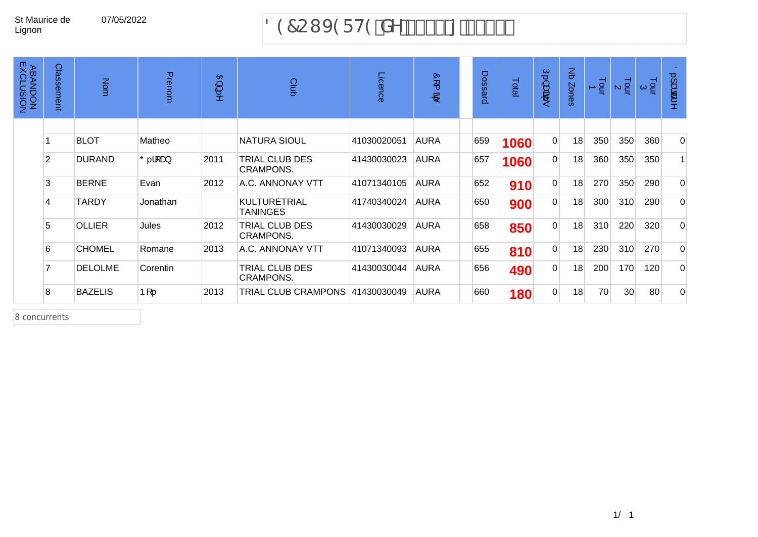St Maurice de Lignon 07/05/2022

# DECOUVERTE de

| ABANDON EXCLUSION | Classement | Nom | Prenom | Année | Club | Licence | Comité | | Dossard | Total | Pénalités | Nb Zones | Tour 1 | Tour 2 | Tour 3 | Départage |
|---|---|---|---|---|---|---|---|---|---|---|---|---|---|---|---|---|
| | 1 | BLOT | Matheo | | NATURA SIOUL | 41030020051 | AURA | | 659 | **1060** | 0 | 18 | 350 | 350 | 360 | 0 |
| | 2 | DURAND | Géroan | 2011 | TRIAL CLUB DES CRAMPONS. | 41430030023 | AURA | | 657 | **1060** | 0 | 18 | 360 | 350 | 350 | 1 |
| | 3 | BERNE | Evan | 2012 | A.C. ANNONAY VTT | 41071340105 | AURA | | 652 | **910** | 0 | 18 | 270 | 350 | 290 | 0 |
| | 4 | TARDY | Jonathan | | KULTURETRIAL TANINGES | 41740340024 | AURA | | 650 | **900** | 0 | 18 | 300 | 310 | 290 | 0 |
| | 5 | OLLIER | Jules | 2012 | TRIAL CLUB DES CRAMPONS. | 41430030029 | AURA | | 658 | **850** | 0 | 18 | 310 | 220 | 320 | 0 |
| | 6 | CHOMEL | Romane | 2013 | A.C. ANNONAY VTT | 41071340093 | AURA | | 655 | **810** | 0 | 18 | 230 | 310 | 270 | 0 |
| | 7 | DELOLME | Corentin | | TRIAL CLUB DES CRAMPONS. | 41430030044 | AURA | | 656 | **490** | 0 | 18 | 200 | 170 | 120 | 0 |
| | 8 | BAZELIS | Noé | 2013 | TRIAL CLUB CRAMPONS | 41430030049 | AURA | | 660 | **180** | 0 | 18 | 70 | 30 | 80 | 0 |

8 concurrents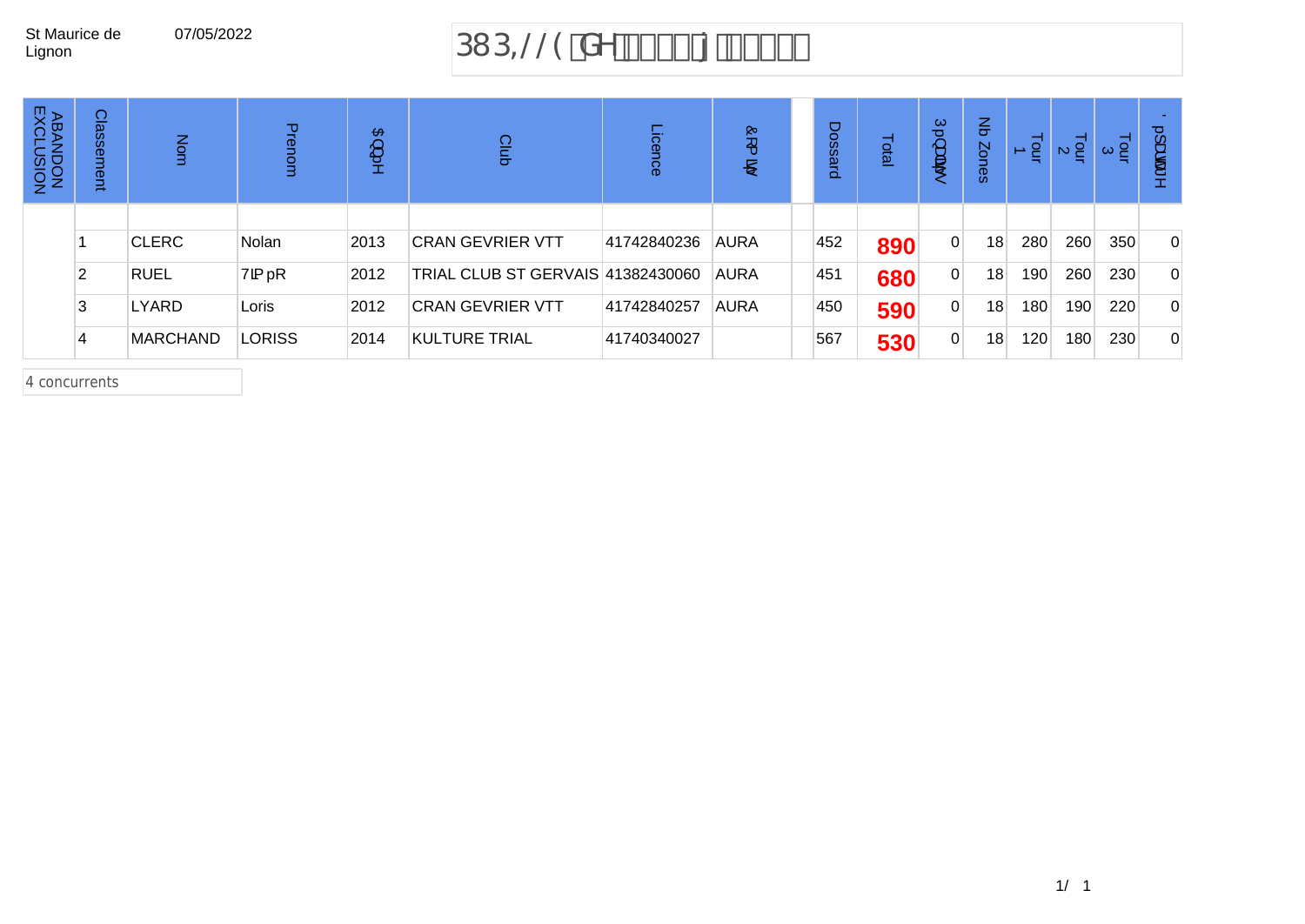St Maurice de Lignon 07/05/2022

# PUPILLE de

| ABANDON EXCLUSION | Classement | Nom | Prenom | Année | Club | Licence | Comité | | Dossard | Total | Pénalités | Nb Zones | Tour 1 | Tour 2 | Tour 3 | Départage |
|---|---|---|---|---|---|---|---|---|---|---|---|---|---|---|---|---|
| | 1 | CLERC | Nolan | 2013 | CRAN GEVRIER VTT | 41742840236 | AURA | | 452 | **890** | 0 | 18 | 280 | 260 | 350 | 0 |
| | 2 | RUEL | Timéo | 2012 | TRIAL CLUB ST GERVAIS | 41382430060 | AURA | | 451 | **680** | 0 | 18 | 190 | 260 | 230 | 0 |
| | 3 | LYARD | Loris | 2012 | CRAN GEVRIER VTT | 41742840257 | AURA | | 450 | **590** | 0 | 18 | 180 | 190 | 220 | 0 |
| | 4 | MARCHAND | LORISS | 2014 | KULTURE TRIAL | 41740340027 | | | 567 | **530** | 0 | 18 | 120 | 180 | 230 | 0 |

4 concurrents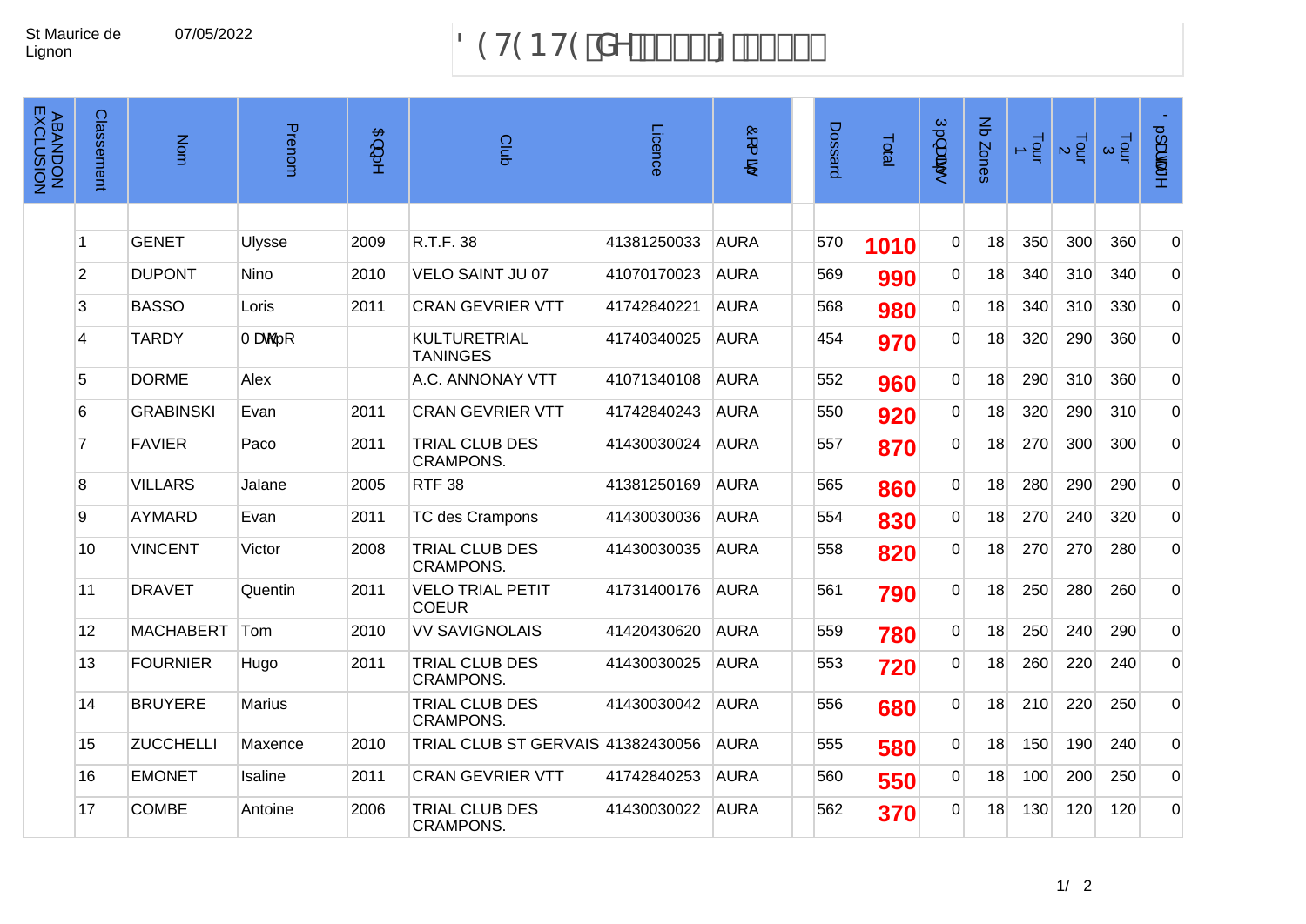St Maurice de Lignon   07/05/2022

# DETENTE

| ABANDON EXCLUSION | Classement | Nom | Prenom | Année | Club | Licence | Comité | | Dossard | Total | Pénalités | Nb Zones | Tour 1 | Tour 2 | Tour 3 | Dépassement |
|---|---|---|---|---|---|---|---|---|---|---|---|---|---|---|---|---|
| | 1 | GENET | Ulysse | 2009 | R.T.F. 38 | 41381250033 | AURA | | 570 | **1010** | 0 | 18 | 350 | 300 | 360 | 0 |
| | 2 | DUPONT | Nino | 2010 | VELO SAINT JU 07 | 41070170023 | AURA | | 569 | **990** | 0 | 18 | 340 | 310 | 340 | 0 |
| | 3 | BASSO | Loris | 2011 | CRAN GEVRIER VTT | 41742840221 | AURA | | 568 | **980** | 0 | 18 | 340 | 310 | 330 | 0 |
| | 4 | TARDY | Matéo | | KULTURETRIAL TANINGES | 41740340025 | AURA | | 454 | **970** | 0 | 18 | 320 | 290 | 360 | 0 |
| | 5 | DORME | Alex | | A.C. ANNONAY VTT | 41071340108 | AURA | | 552 | **960** | 0 | 18 | 290 | 310 | 360 | 0 |
| | 6 | GRABINSKI | Evan | 2011 | CRAN GEVRIER VTT | 41742840243 | AURA | | 550 | **920** | 0 | 18 | 320 | 290 | 310 | 0 |
| | 7 | FAVIER | Paco | 2011 | TRIAL CLUB DES CRAMPONS. | 41430030024 | AURA | | 557 | **870** | 0 | 18 | 270 | 300 | 300 | 0 |
| | 8 | VILLARS | Jalane | 2005 | RTF 38 | 41381250169 | AURA | | 565 | **860** | 0 | 18 | 280 | 290 | 290 | 0 |
| | 9 | AYMARD | Evan | 2011 | TC des Crampons | 41430030036 | AURA | | 554 | **830** | 0 | 18 | 270 | 240 | 320 | 0 |
| | 10 | VINCENT | Victor | 2008 | TRIAL CLUB DES CRAMPONS. | 41430030035 | AURA | | 558 | **820** | 0 | 18 | 270 | 270 | 280 | 0 |
| | 11 | DRAVET | Quentin | 2011 | VELO TRIAL PETIT COEUR | 41731400176 | AURA | | 561 | **790** | 0 | 18 | 250 | 280 | 260 | 0 |
| | 12 | MACHABERT | Tom | 2010 | VV SAVIGNOLAIS | 41420430620 | AURA | | 559 | **780** | 0 | 18 | 250 | 240 | 290 | 0 |
| | 13 | FOURNIER | Hugo | 2011 | TRIAL CLUB DES CRAMPONS. | 41430030025 | AURA | | 553 | **720** | 0 | 18 | 260 | 220 | 240 | 0 |
| | 14 | BRUYERE | Marius | | TRIAL CLUB DES CRAMPONS. | 41430030042 | AURA | | 556 | **680** | 0 | 18 | 210 | 220 | 250 | 0 |
| | 15 | ZUCCHELLI | Maxence | 2010 | TRIAL CLUB ST GERVAIS | 41382430056 | AURA | | 555 | **580** | 0 | 18 | 150 | 190 | 240 | 0 |
| | 16 | EMONET | Isaline | 2011 | CRAN GEVRIER VTT | 41742840253 | AURA | | 560 | **550** | 0 | 18 | 100 | 200 | 250 | 0 |
| | 17 | COMBE | Antoine | 2006 | TRIAL CLUB DES CRAMPONS. | 41430030022 | AURA | | 562 | **370** | 0 | 18 | 130 | 120 | 120 | 0 |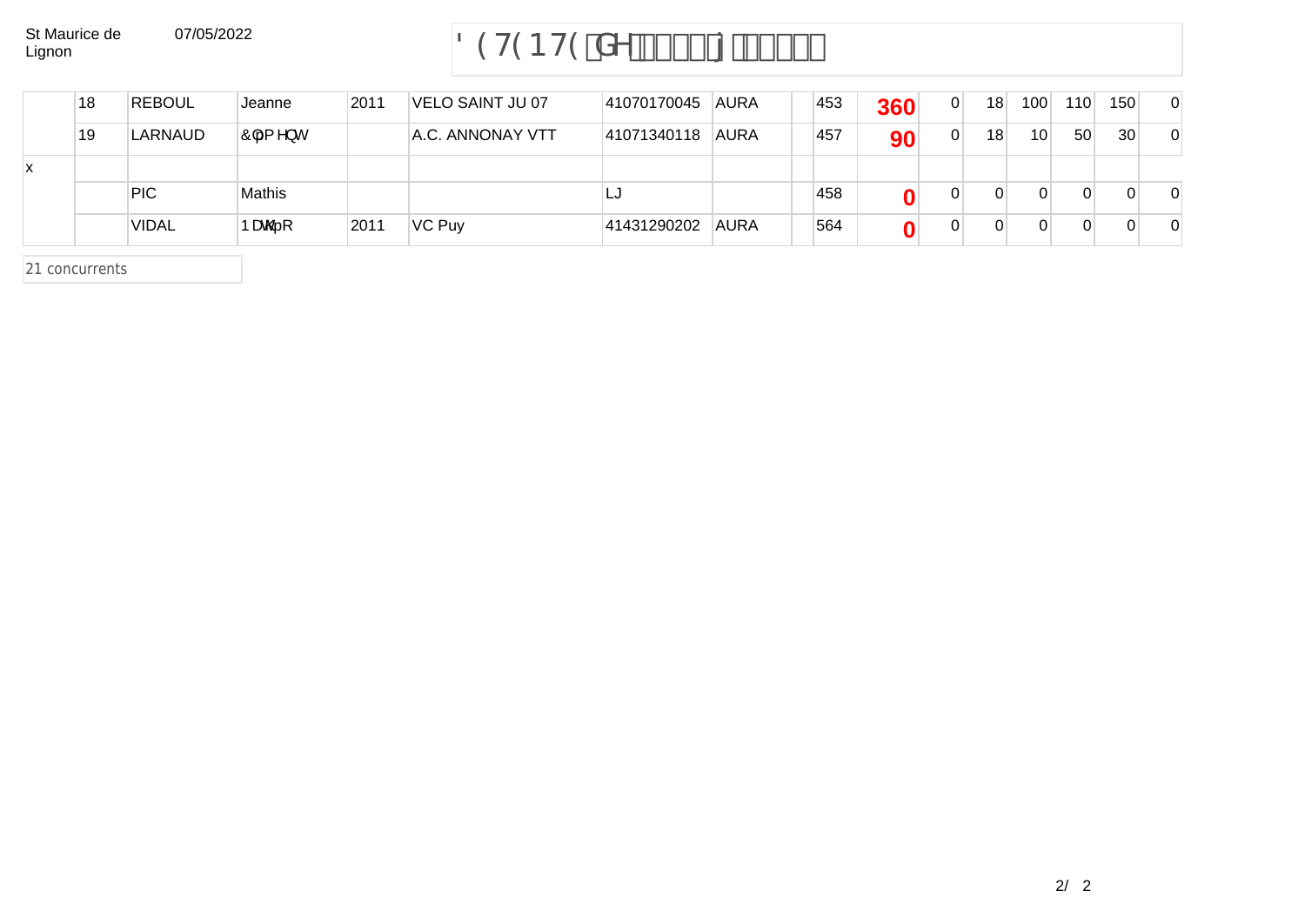| | | | | | | | | | | | | | | | | | |
|---|---|---|---|---|---|---|---|---|---|---|---|---|---|---|---|---|---|
| | 18 | REBOUL | Jeanne | 2011 | VELO SAINT JU 07 | 41070170045 | AURA | | 453 | **360** | 0 | 18 | 100 | 110 | 150 | 0 |
| | 19 | LARNAUD | Clément | | A.C. ANNONAY VTT | 41071340118 | AURA | | 457 | **90** | 0 | 18 | 10 | 50 | 30 | 0 |
| x | | | | | | | | | | | | | | | | |
| | | PIC | Mathis | | | LJ | | | 458 | **0** | 0 | 0 | 0 | 0 | 0 | 0 |
| | | VIDAL | Nathéo | 2011 | VC Puy | 41431290202 | AURA | | 564 | **0** | 0 | 0 | 0 | 0 | 0 | 0 |

21 concurrents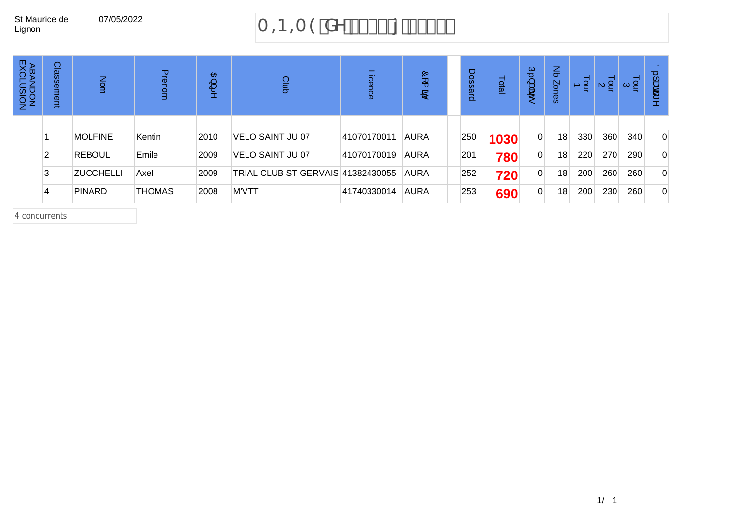St Maurice de Lignon 07/05/2022

# MINIME de

| ABANDON EXCLUSION | Classement | Nom | Prenom | Année | Club | Licence | Comité | | Dossard | Total | Pénalités | Nb Zones | Tour 1 | Tour 2 | Tour 3 | Départage |
|---|---|---|---|---|---|---|---|---|---|---|---|---|---|---|---|---|
| | | | | | | | | | | | | | | | | |
| | 1 | MOLFINE | Kentin | 2010 | VELO SAINT JU 07 | 41070170011 | AURA | | 250 | **1030** | 0 | 18 | 330 | 360 | 340 | 0 |
| | 2 | REBOUL | Emile | 2009 | VELO SAINT JU 07 | 41070170019 | AURA | | 201 | **780** | 0 | 18 | 220 | 270 | 290 | 0 |
| | 3 | ZUCCHELLI | Axel | 2009 | TRIAL CLUB ST GERVAIS | 41382430055 | AURA | | 252 | **720** | 0 | 18 | 200 | 260 | 260 | 0 |
| | 4 | PINARD | THOMAS | 2008 | M'VTT | 41740330014 | AURA | | 253 | **690** | 0 | 18 | 200 | 230 | 260 | 0 |

4 concurrents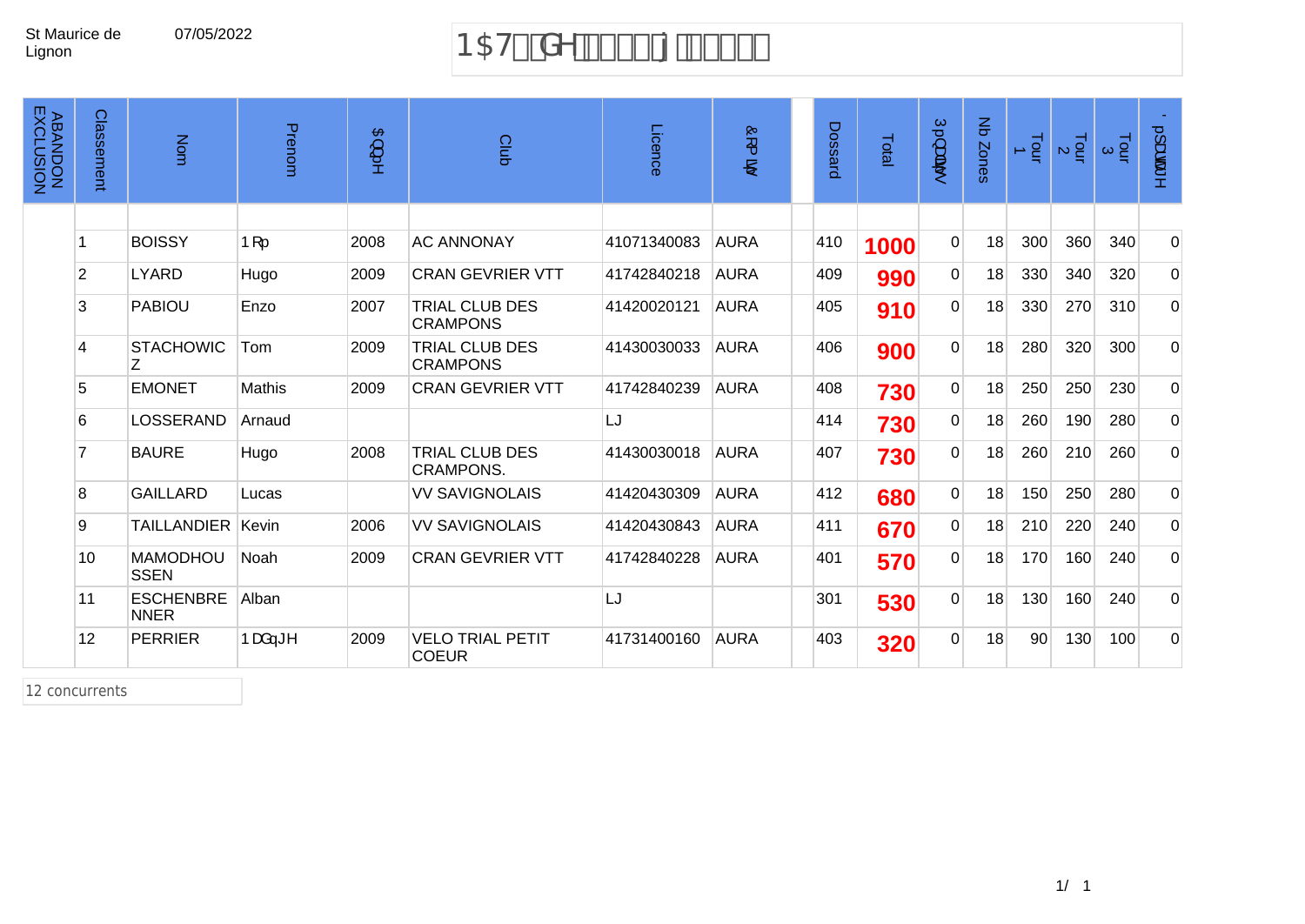St Maurice de Lignon 07/05/2022

# NAT de

| ABANDON EXCLUSION | Classement | Nom | Prenom | Année | Club | Licence | Comité | Dossard | Total | Pénalités | Nb Zones | Tour 1 | Tour 2 | Tour 3 | Départ |
|---|---|---|---|---|---|---|---|---|---|---|---|---|---|---|---|
| | 1 | BOISSY | Noé | 2008 | AC ANNONAY | 41071340083 | AURA | 410 | **1000** | 0 | 18 | 300 | 360 | 340 | 0 |
| | 2 | LYARD | Hugo | 2009 | CRAN GEVRIER VTT | 41742840218 | AURA | 409 | **990** | 0 | 18 | 330 | 340 | 320 | 0 |
| | 3 | PABIOU | Enzo | 2007 | TRIAL CLUB DES CRAMPONS | 41420020121 | AURA | 405 | **910** | 0 | 18 | 330 | 270 | 310 | 0 |
| | 4 | STACHOWICZ | Tom | 2009 | TRIAL CLUB DES CRAMPONS | 41430030033 | AURA | 406 | **900** | 0 | 18 | 280 | 320 | 300 | 0 |
| | 5 | EMONET | Mathis | 2009 | CRAN GEVRIER VTT | 41742840239 | AURA | 408 | **730** | 0 | 18 | 250 | 250 | 230 | 0 |
| | 6 | LOSSERAND | Arnaud | | | LJ | | 414 | **730** | 0 | 18 | 260 | 190 | 280 | 0 |
| | 7 | BAURE | Hugo | 2008 | TRIAL CLUB DES CRAMPONS. | 41430030018 | AURA | 407 | **730** | 0 | 18 | 260 | 210 | 260 | 0 |
| | 8 | GAILLARD | Lucas | | VV SAVIGNOLAIS | 41420430309 | AURA | 412 | **680** | 0 | 18 | 150 | 250 | 280 | 0 |
| | 9 | TAILLANDIER | Kevin | 2006 | VV SAVIGNOLAIS | 41420430843 | AURA | 411 | **670** | 0 | 18 | 210 | 220 | 240 | 0 |
| | 10 | MAMODHOUSSEN | Noah | 2009 | CRAN GEVRIER VTT | 41742840228 | AURA | 401 | **570** | 0 | 18 | 170 | 160 | 240 | 0 |
| | 11 | ESCHENBRENNER | Alban | | | LJ | | 301 | **530** | 0 | 18 | 130 | 160 | 240 | 0 |
| | 12 | PERRIER | Nadège | 2009 | VELO TRIAL PETIT COEUR | 41731400160 | AURA | 403 | **320** | 0 | 18 | 90 | 130 | 100 | 0 |

12 concurrents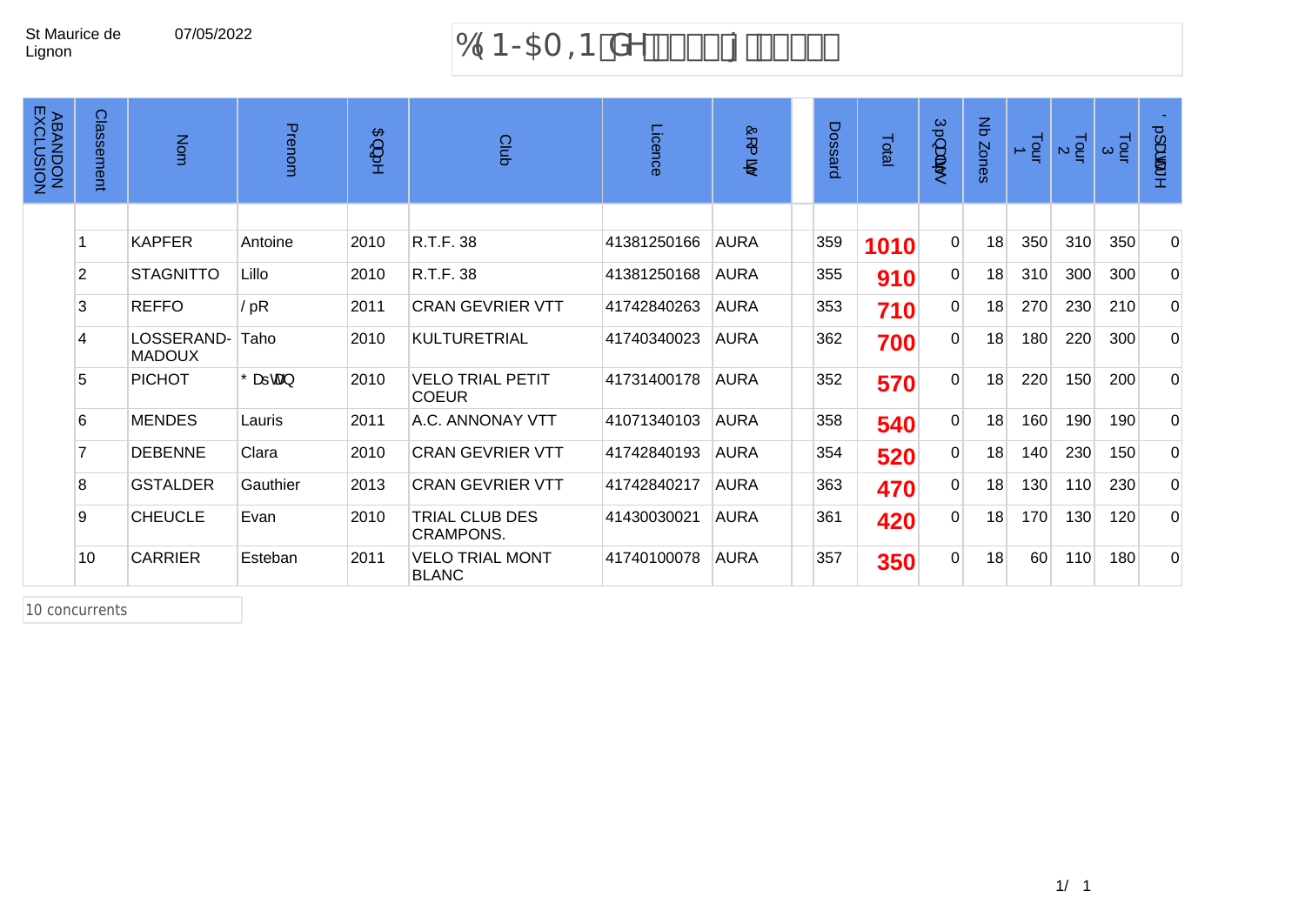St Maurice de Lignon 07/05/2022

# BENJAMIN de

| ABANDON EXCLUSION | Classement | Nom | Prenom | Année | Club | Licence | Comité | | Dossard | Total | Pénalités | Nb Zones | Tour 1 | Tour 2 | Tour 3 | Départage |
|---|---|---|---|---|---|---|---|---|---|---|---|---|---|---|---|---|
| | 1 | KAPFER | Antoine | 2010 | R.T.F. 38 | 41381250166 | AURA | | 359 | **1010** | 0 | 18 | 350 | 310 | 350 | 0 |
| | 2 | STAGNITTO | Lillo | 2010 | R.T.F. 38 | 41381250168 | AURA | | 355 | **910** | 0 | 18 | 310 | 300 | 300 | 0 |
| | 3 | REFFO | Léo | 2011 | CRAN GEVRIER VTT | 41742840263 | AURA | | 353 | **710** | 0 | 18 | 270 | 230 | 210 | 0 |
| | 4 | LOSSERAND-MADOUX | Taho | 2010 | KULTURETRIAL | 41740340023 | AURA | | 362 | **700** | 0 | 18 | 180 | 220 | 300 | 0 |
| | 5 | PICHOT | Gaëtan | 2010 | VELO TRIAL PETIT COEUR | 41731400178 | AURA | | 352 | **570** | 0 | 18 | 220 | 150 | 200 | 0 |
| | 6 | MENDES | Lauris | 2011 | A.C. ANNONAY VTT | 41071340103 | AURA | | 358 | **540** | 0 | 18 | 160 | 190 | 190 | 0 |
| | 7 | DEBENNE | Clara | 2010 | CRAN GEVRIER VTT | 41742840193 | AURA | | 354 | **520** | 0 | 18 | 140 | 230 | 150 | 0 |
| | 8 | GSTALDER | Gauthier | 2013 | CRAN GEVRIER VTT | 41742840217 | AURA | | 363 | **470** | 0 | 18 | 130 | 110 | 230 | 0 |
| | 9 | CHEUCLE | Evan | 2010 | TRIAL CLUB DES CRAMPONS. | 41430030021 | AURA | | 361 | **420** | 0 | 18 | 170 | 130 | 120 | 0 |
| | 10 | CARRIER | Esteban | 2011 | VELO TRIAL MONT BLANC | 41740100078 | AURA | | 357 | **350** | 0 | 18 | 60 | 110 | 180 | 0 |

10 concurrents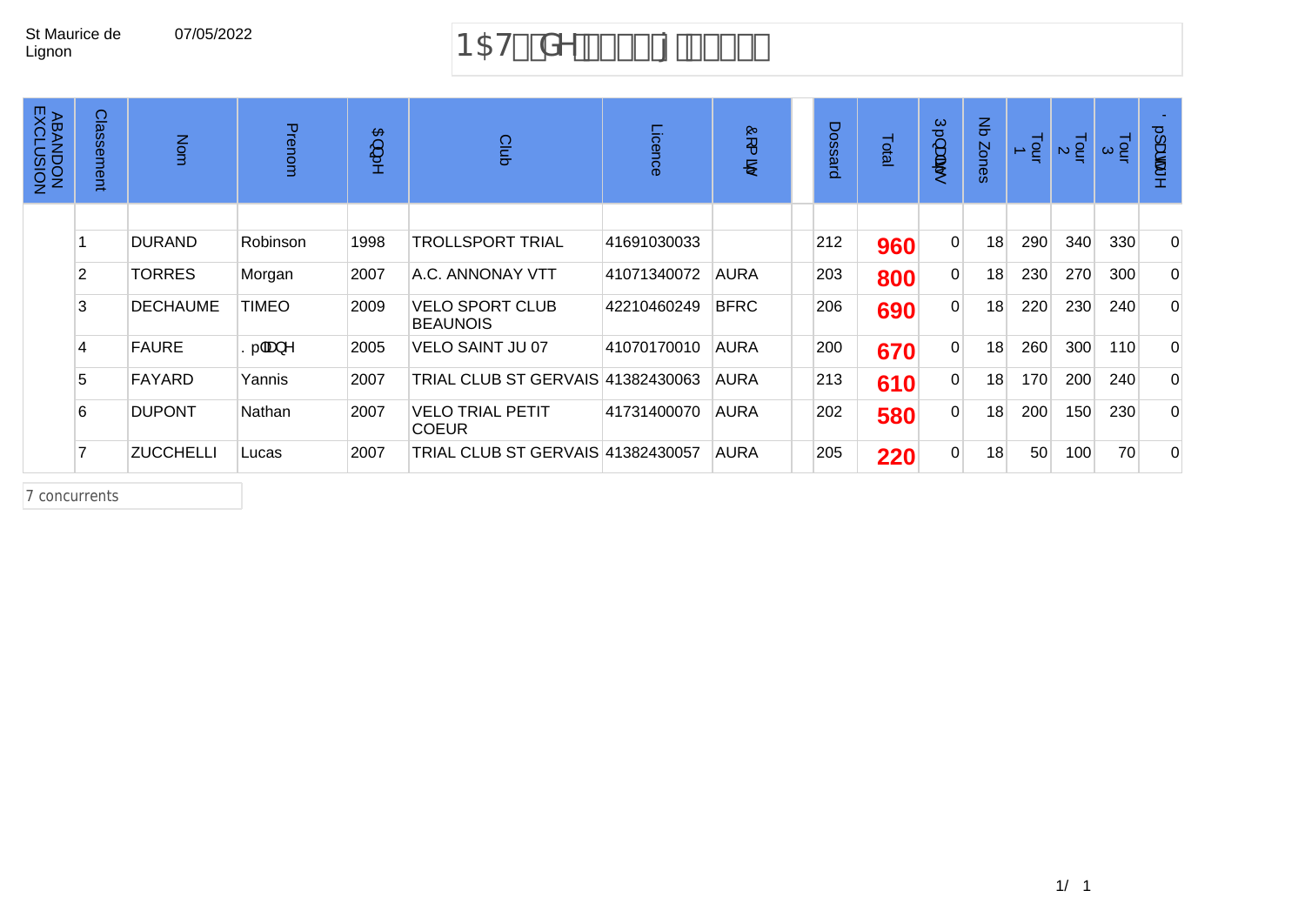St Maurice de Lignon 07/05/2022

# NAT de

| ABANDON EXCLUSION | Classement | Nom | Prenom | Année | Club | Licence | Comité | | Dossard | Total | Pénalités | Nb Zones | Tour 1 | Tour 2 | Tour 3 | Dépassement |
|---|---|---|---|---|---|---|---|---|---|---|---|---|---|---|---|---|
| | 1 | DURAND | Robinson | 1998 | TROLLSPORT TRIAL | 41691030033 | | | 212 | **960** | 0 | 18 | 290 | 340 | 330 | 0 |
| | 2 | TORRES | Morgan | 2007 | A.C. ANNONAY VTT | 41071340072 | AURA | | 203 | **800** | 0 | 18 | 230 | 270 | 300 | 0 |
| | 3 | DECHAUME | TIMEO | 2009 | VELO SPORT CLUB BEAUNOIS | 42210460249 | BFRC | | 206 | **690** | 0 | 18 | 220 | 230 | 240 | 0 |
| | 4 | FAURE | Kélane | 2005 | VELO SAINT JU 07 | 41070170010 | AURA | | 200 | **670** | 0 | 18 | 260 | 300 | 110 | 0 |
| | 5 | FAYARD | Yannis | 2007 | TRIAL CLUB ST GERVAIS | 41382430063 | AURA | | 213 | **610** | 0 | 18 | 170 | 200 | 240 | 0 |
| | 6 | DUPONT | Nathan | 2007 | VELO TRIAL PETIT COEUR | 41731400070 | AURA | | 202 | **580** | 0 | 18 | 200 | 150 | 230 | 0 |
| | 7 | ZUCCHELLI | Lucas | 2007 | TRIAL CLUB ST GERVAIS | 41382430057 | AURA | | 205 | **220** | 0 | 18 | 50 | 100 | 70 | 0 |

7 concurrents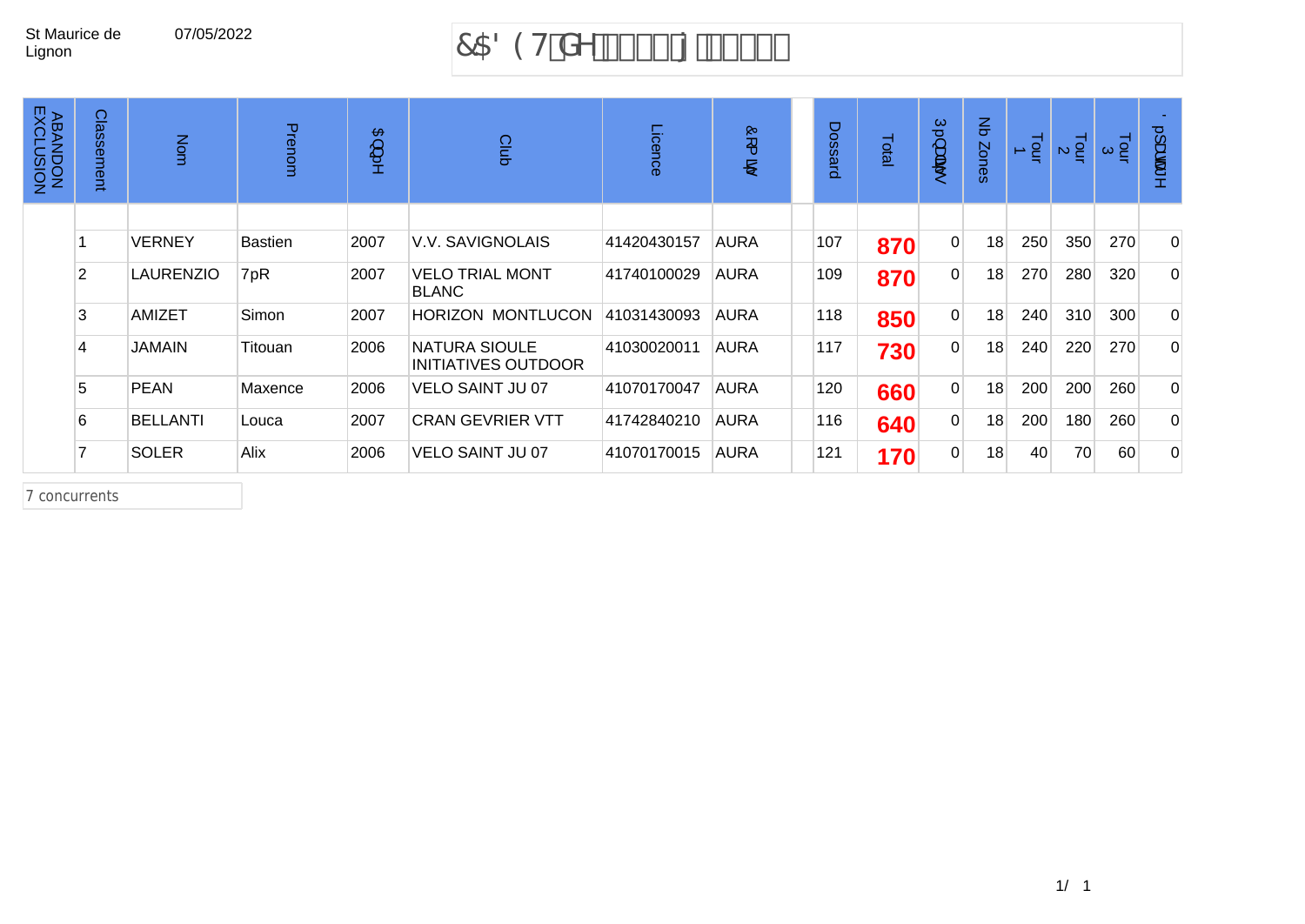St Maurice de Lignon 07/05/2022

# &$' ( 7GH

| ABANDON EXCLUSION | Classement | Nom | Prenom | $QQpH | Club | Licence | &RPLWp | | Dossard | Total | 3pQDOLWpV | Nb Zones | Tour 1 | Tour 2 | Tour 3 | 'pSDUWDJH |
|---|---|---|---|---|---|---|---|---|---|---|---|---|---|---|---|---|
| | | | | | | | | | | | | | | | | |
| | 1 | VERNEY | Bastien | 2007 | V.V. SAVIGNOLAIS | 41420430157 | AURA | | 107 | **870** | 0 | 18 | 250 | 350 | 270 | 0 |
| | 2 | LAURENZIO | 7pR | 2007 | VELO TRIAL MONT BLANC | 41740100029 | AURA | | 109 | **870** | 0 | 18 | 270 | 280 | 320 | 0 |
| | 3 | AMIZET | Simon | 2007 | HORIZON MONTLUCON | 41031430093 | AURA | | 118 | **850** | 0 | 18 | 240 | 310 | 300 | 0 |
| | 4 | JAMAIN | Titouan | 2006 | NATURA SIOULE INITIATIVES OUTDOOR | 41030020011 | AURA | | 117 | **730** | 0 | 18 | 240 | 220 | 270 | 0 |
| | 5 | PEAN | Maxence | 2006 | VELO SAINT JU 07 | 41070170047 | AURA | | 120 | **660** | 0 | 18 | 200 | 200 | 260 | 0 |
| | 6 | BELLANTI | Louca | 2007 | CRAN GEVRIER VTT | 41742840210 | AURA | | 116 | **640** | 0 | 18 | 200 | 180 | 260 | 0 |
| | 7 | SOLER | Alix | 2006 | VELO SAINT JU 07 | 41070170015 | AURA | | 121 | **170** | 0 | 18 | 40 | 70 | 60 | 0 |

7 concurrents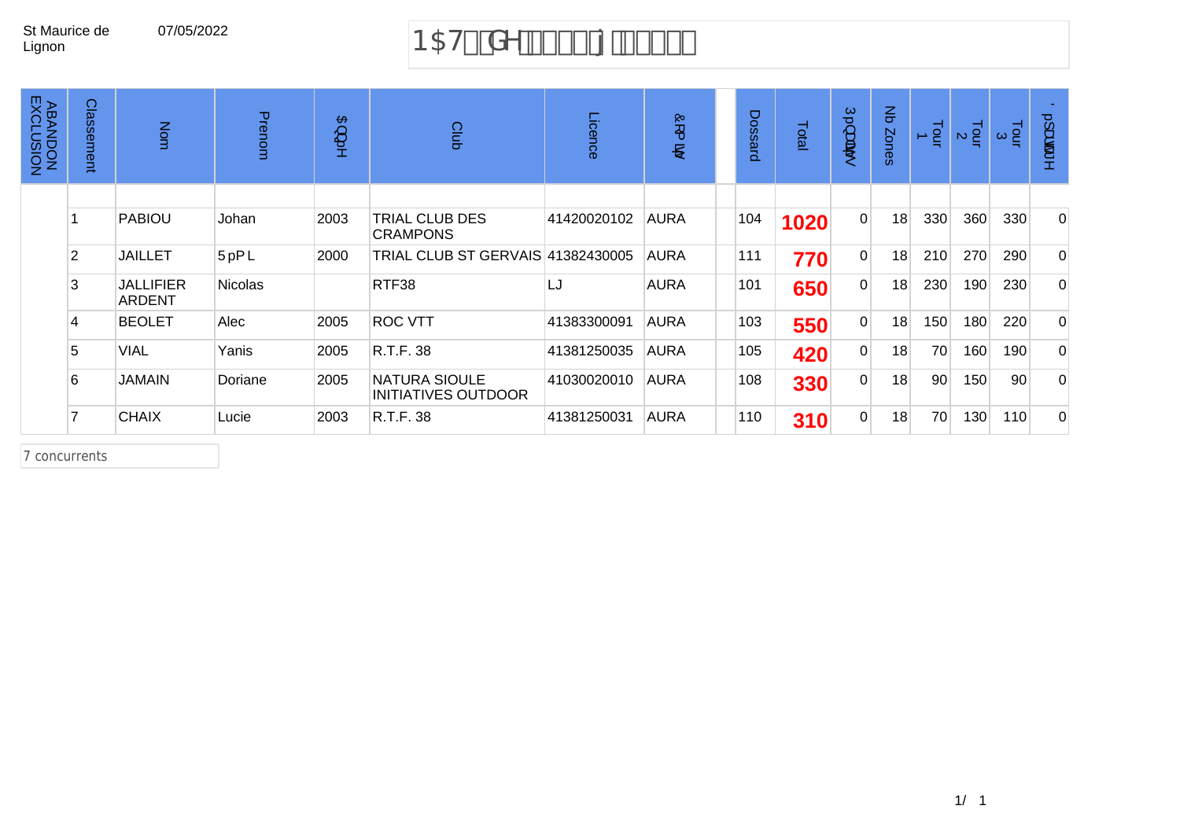St Maurice de Lignon 07/05/2022

# 1$7GHj

| ABANDON EXCLUSION | Classement | Nom | Prenom | $QpH | Club | Licence | &RPLW | | Dossard | Total | 3pQDOLWpV | Nb Zones | Tour 1 | Tour 2 | Tour 3 | 'pSDVVHPHQW |
|---|---|---|---|---|---|---|---|---|---|---|---|---|---|---|---|---|
| | | | | | | | | | | | | | | | | |
| | 1 | PABIOU | Johan | 2003 | TRIAL CLUB DES CRAMPONS | 41420020102 | AURA | | 104 | **1020** | 0 | 18 | 330 | 360 | 330 | 0 |
| | 2 | JAILLET | 5pPL | 2000 | TRIAL CLUB ST GERVAIS | 41382430005 | AURA | | 111 | **770** | 0 | 18 | 210 | 270 | 290 | 0 |
| | 3 | JALLIFIER ARDENT | Nicolas | | RTF38 | LJ | AURA | | 101 | **650** | 0 | 18 | 230 | 190 | 230 | 0 |
| | 4 | BEOLET | Alec | 2005 | ROC VTT | 41383300091 | AURA | | 103 | **550** | 0 | 18 | 150 | 180 | 220 | 0 |
| | 5 | VIAL | Yanis | 2005 | R.T.F. 38 | 41381250035 | AURA | | 105 | **420** | 0 | 18 | 70 | 160 | 190 | 0 |
| | 6 | JAMAIN | Doriane | 2005 | NATURA SIOULE INITIATIVES OUTDOOR | 41030020010 | AURA | | 108 | **330** | 0 | 18 | 90 | 150 | 90 | 0 |
| | 7 | CHAIX | Lucie | 2003 | R.T.F. 38 | 41381250031 | AURA | | 110 | **310** | 0 | 18 | 70 | 130 | 110 | 0 |

7 concurrents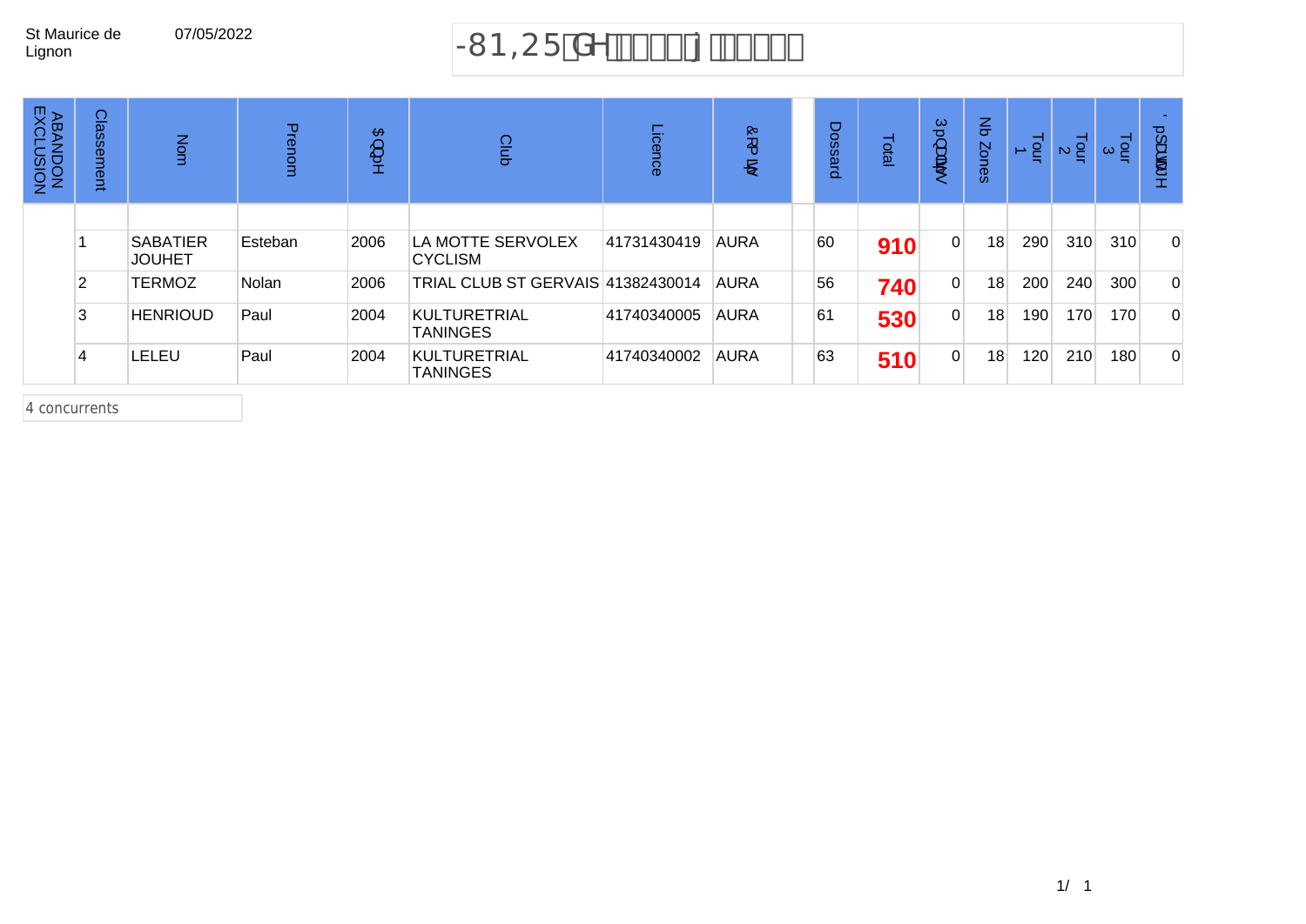St Maurice de Lignon    07/05/2022

# JUNIOR de

| ABANDON EXCLUSION | Classement | Nom | Prenom | Année | Club | Licence | Comité | | Dossard | Total | Pénalités | Nb Zones | Tour 1 | Tour 2 | Tour 3 | Départage |
|---|---|---|---|---|---|---|---|---|---|---|---|---|---|---|---|---|
| | | | | | | | | | | | | | | | | |
| | 1 | SABATIER JOUHET | Esteban | 2006 | LA MOTTE SERVOLEX CYCLISM | 41731430419 | AURA | | 60 | **910** | 0 | 18 | 290 | 310 | 310 | 0 |
| | 2 | TERMOZ | Nolan | 2006 | TRIAL CLUB ST GERVAIS | 41382430014 | AURA | | 56 | **740** | 0 | 18 | 200 | 240 | 300 | 0 |
| | 3 | HENRIOUD | Paul | 2004 | KULTURETRIAL TANINGES | 41740340005 | AURA | | 61 | **530** | 0 | 18 | 190 | 170 | 170 | 0 |
| | 4 | LELEU | Paul | 2004 | KULTURETRIAL TANINGES | 41740340002 | AURA | | 63 | **510** | 0 | 18 | 120 | 210 | 180 | 0 |

4 concurrents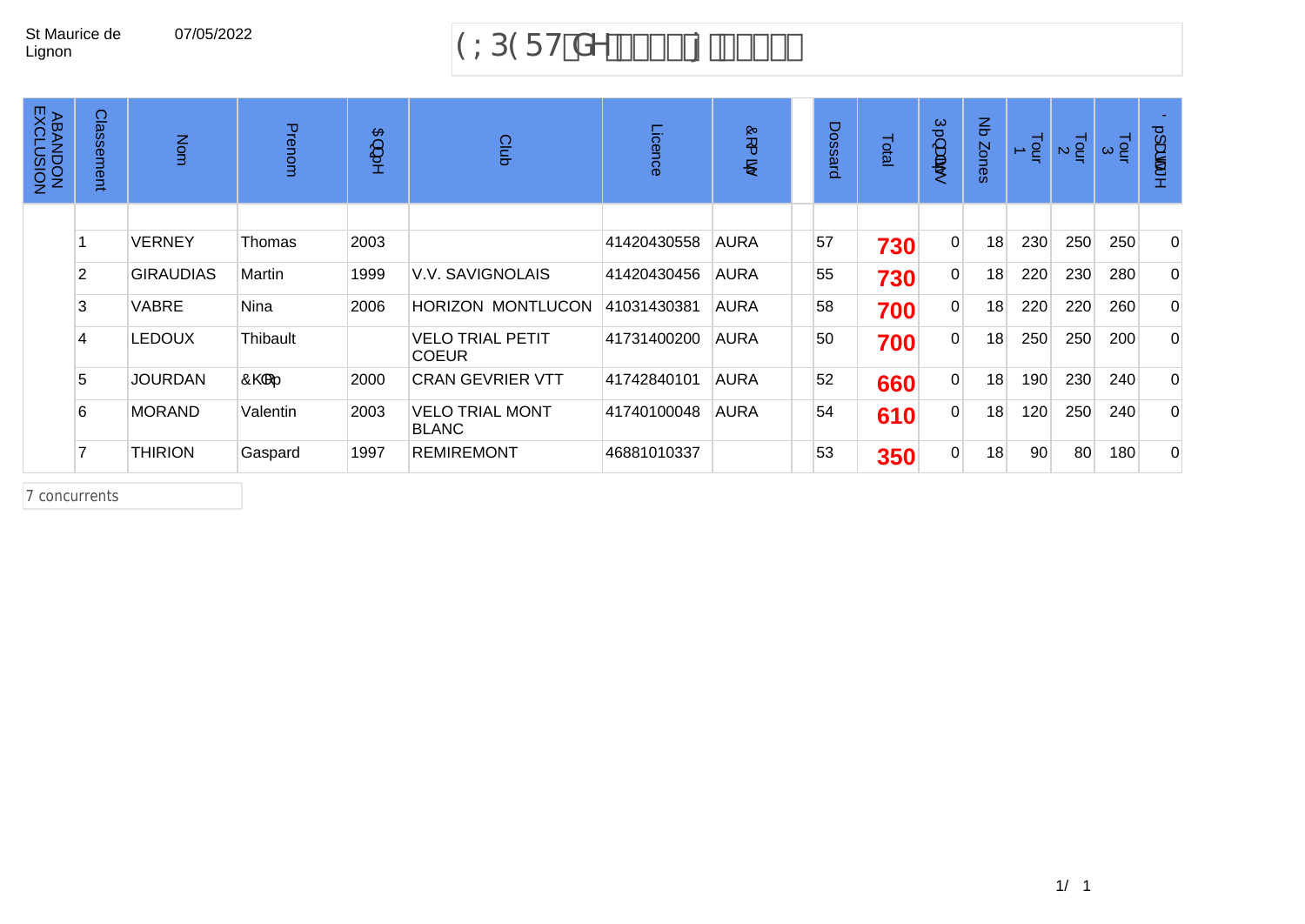St Maurice de Lignon 07/05/2022

# EXPERT de

| ABANDON EXCLUSION | Classement | Nom | Prenom | Année | Club | Licence | Comité | | Dossard | Total | Pénalités | Nb Zones | Tour 1 | Tour 2 | Tour 3 | Départe |
|---|---|---|---|---|---|---|---|---|---|---|---|---|---|---|---|---|
| | 1 | VERNEY | Thomas | 2003 | | 41420430558 | AURA | | 57 | **730** | 0 | 18 | 230 | 250 | 250 | 0 |
| | 2 | GIRAUDIAS | Martin | 1999 | V.V. SAVIGNOLAIS | 41420430456 | AURA | | 55 | **730** | 0 | 18 | 220 | 230 | 280 | 0 |
| | 3 | VABRE | Nina | 2006 | HORIZON MONTLUCON | 41031430381 | AURA | | 58 | **700** | 0 | 18 | 220 | 220 | 260 | 0 |
| | 4 | LEDOUX | Thibault | | VELO TRIAL PETIT COEUR | 41731400200 | AURA | | 50 | **700** | 0 | 18 | 250 | 250 | 200 | 0 |
| | 5 | JOURDAN | Chloé | 2000 | CRAN GEVRIER VTT | 41742840101 | AURA | | 52 | **660** | 0 | 18 | 190 | 230 | 240 | 0 |
| | 6 | MORAND | Valentin | 2003 | VELO TRIAL MONT BLANC | 41740100048 | AURA | | 54 | **610** | 0 | 18 | 120 | 250 | 240 | 0 |
| | 7 | THIRION | Gaspard | 1997 | REMIREMONT | 46881010337 | | | 53 | **350** | 0 | 18 | 90 | 80 | 180 | 0 |

7 concurrents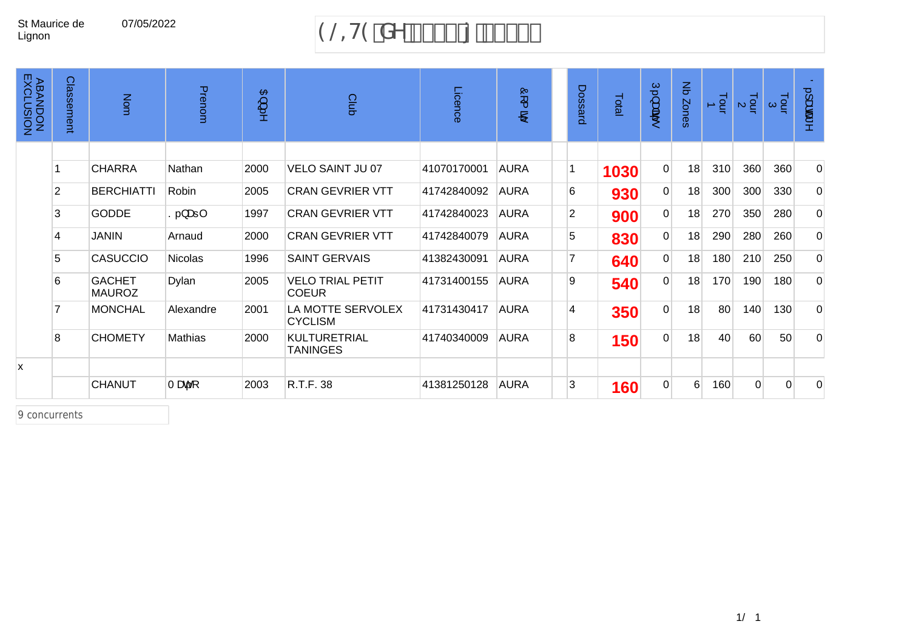St Maurice de Lignon 07/05/2022

# ELITE de

| ABANDON EXCLUSION | Classement | Nom | Prenom | Année | Club | Licence | Comité | | Dossard | Total | Pénalités | Nb Zones | Tour 1 | Tour 2 | Tour 3 | Départage |
|---|---|---|---|---|---|---|---|---|---|---|---|---|---|---|---|---|
| | 1 | CHARRA | Nathan | 2000 | VELO SAINT JU 07 | 41070170001 | AURA | | 1 | **1030** | 0 | 18 | 310 | 360 | 360 | 0 |
| | 2 | BERCHIATTI | Robin | 2005 | CRAN GEVRIER VTT | 41742840092 | AURA | | 6 | **930** | 0 | 18 | 300 | 300 | 330 | 0 |
| | 3 | GODDE | Kénaël | 1997 | CRAN GEVRIER VTT | 41742840023 | AURA | | 2 | **900** | 0 | 18 | 270 | 350 | 280 | 0 |
| | 4 | JANIN | Arnaud | 2000 | CRAN GEVRIER VTT | 41742840079 | AURA | | 5 | **830** | 0 | 18 | 290 | 280 | 260 | 0 |
| | 5 | CASUCCIO | Nicolas | 1996 | SAINT GERVAIS | 41382430091 | AURA | | 7 | **640** | 0 | 18 | 180 | 210 | 250 | 0 |
| | 6 | GACHET MAUROZ | Dylan | 2005 | VELO TRIAL PETIT COEUR | 41731400155 | AURA | | 9 | **540** | 0 | 18 | 170 | 190 | 180 | 0 |
| | 7 | MONCHAL | Alexandre | 2001 | LA MOTTE SERVOLEX CYCLISM | 41731430417 | AURA | | 4 | **350** | 0 | 18 | 80 | 140 | 130 | 0 |
| | 8 | CHOMETY | Mathias | 2000 | KULTURETRIAL TANINGES | 41740340009 | AURA | | 8 | **150** | 0 | 18 | 40 | 60 | 50 | 0 |
| x | | | | | | | | | | | | | | | | |
| | | CHANUT | Matéo | 2003 | R.T.F. 38 | 41381250128 | AURA | | 3 | **160** | 0 | 6 | 160 | 0 | 0 | 0 |

9 concurrents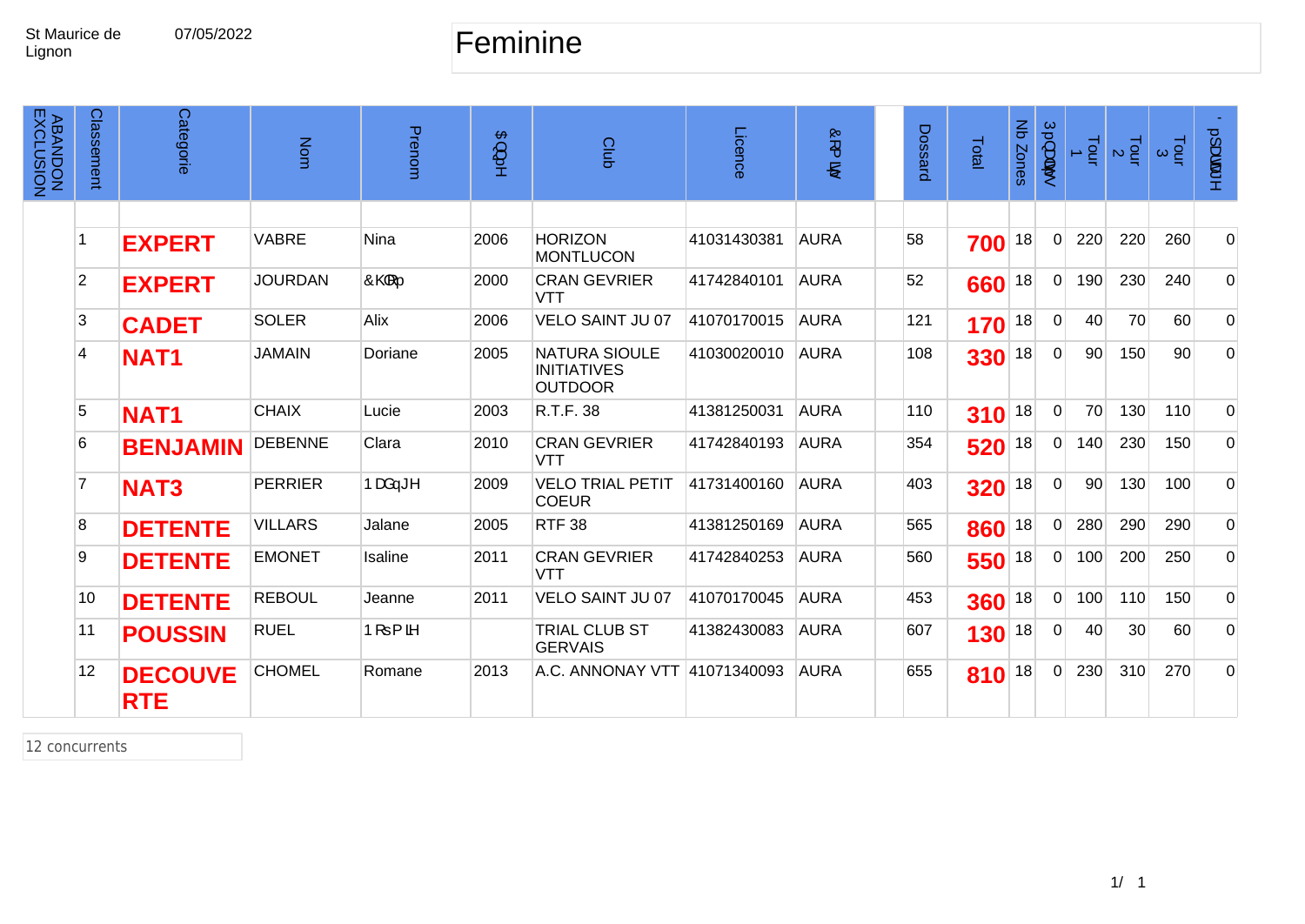St Maurice de Lignon 07/05/2022

# Feminine

| ABANDON EXCLUSION | Classement | Categorie | Nom | Prenom | $QQpH | Club | Licence | &RPLW | | Dossard | Total | Nb Zones | 3pQDOLWpV | Tour 1 | Tour 2 | Tour 3 | 'pSDVVHPHQW |
|---|---|---|---|---|---|---|---|---|---|---|---|---|---|---|---|---|---|
| | | | | | | | | | | | | | | | | | |
| | 1 | **EXPERT** | VABRE | Nina | 2006 | HORIZON MONTLUCON | 41031430381 | AURA | | 58 | **700** | 18 | 0 | 220 | 220 | 260 | 0 |
| | 2 | **EXPERT** | JOURDAN | &KORp | 2000 | CRAN GEVRIER VTT | 41742840101 | AURA | | 52 | **660** | 18 | 0 | 190 | 230 | 240 | 0 |
| | 3 | **CADET** | SOLER | Alix | 2006 | VELO SAINT JU 07 | 41070170015 | AURA | | 121 | **170** | 18 | 0 | 40 | 70 | 60 | 0 |
| | 4 | **NAT1** | JAMAIN | Doriane | 2005 | NATURA SIOULE INITIATIVES OUTDOOR | 41030020010 | AURA | | 108 | **330** | 18 | 0 | 90 | 150 | 90 | 0 |
| | 5 | **NAT1** | CHAIX | Lucie | 2003 | R.T.F. 38 | 41381250031 | AURA | | 110 | **310** | 18 | 0 | 70 | 130 | 110 | 0 |
| | 6 | **BENJAMIN** | DEBENNE | Clara | 2010 | CRAN GEVRIER VTT | 41742840193 | AURA | | 354 | **520** | 18 | 0 | 140 | 230 | 150 | 0 |
| | 7 | **NAT3** | PERRIER | 1DGqJH | 2009 | VELO TRIAL PETIT COEUR | 41731400160 | AURA | | 403 | **320** | 18 | 0 | 90 | 130 | 100 | 0 |
| | 8 | **DETENTE** | VILLARS | Jalane | 2005 | RTF 38 | 41381250169 | AURA | | 565 | **860** | 18 | 0 | 280 | 290 | 290 | 0 |
| | 9 | **DETENTE** | EMONET | Isaline | 2011 | CRAN GEVRIER VTT | 41742840253 | AURA | | 560 | **550** | 18 | 0 | 100 | 200 | 250 | 0 |
| | 10 | **DETENTE** | REBOUL | Jeanne | 2011 | VELO SAINT JU 07 | 41070170045 | AURA | | 453 | **360** | 18 | 0 | 100 | 110 | 150 | 0 |
| | 11 | **POUSSIN** | RUEL | 1RpPLH | | TRIAL CLUB ST GERVAIS | 41382430083 | AURA | | 607 | **130** | 18 | 0 | 40 | 30 | 60 | 0 |
| | 12 | **DECOUVERTE** | CHOMEL | Romane | 2013 | A.C. ANNONAY VTT | 41071340093 | AURA | | 655 | **810** | 18 | 0 | 230 | 310 | 270 | 0 |

12 concurrents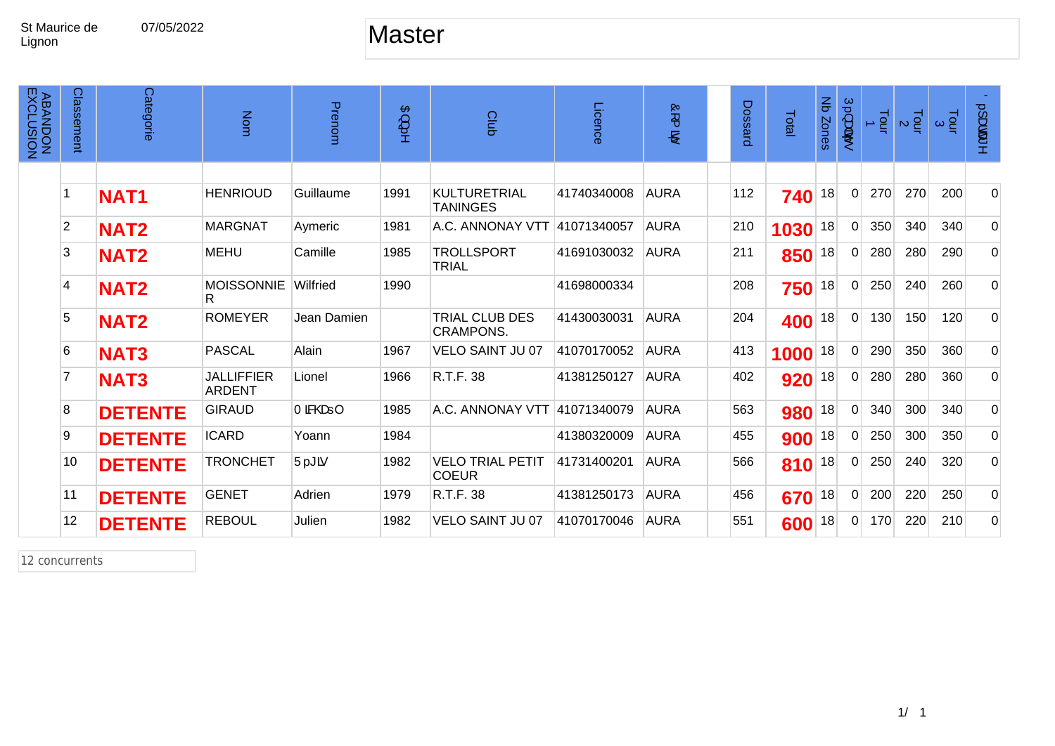St Maurice de Lignon 07/05/2022

# Master

| ABANDON EXCLUSION | Classement | Categorie | Nom | Prenom | $QQpH | Club | Licence | &RP LW | | Dossard | Total | Nb Zones | 3pQDOLWpV | Tour 1 | Tour 2 | Tour 3 | 'pSDUWDJH |
|---|---|---|---|---|---|---|---|---|---|---|---|---|---|---|---|---|---|
| | 1 | **NAT1** | HENRIOUD | Guillaume | 1991 | KULTURETRIAL TANINGES | 41740340008 | AURA | | 112 | **740** | 18 | 0 | 270 | 270 | 200 | 0 |
| | 2 | **NAT2** | MARGNAT | Aymeric | 1981 | A.C. ANNONAY VTT | 41071340057 | AURA | | 210 | **1030** | 18 | 0 | 350 | 340 | 340 | 0 |
| | 3 | **NAT2** | MEHU | Camille | 1985 | TROLLSPORT TRIAL | 41691030032 | AURA | | 211 | **850** | 18 | 0 | 280 | 280 | 290 | 0 |
| | 4 | **NAT2** | MOISSONNIER | Wilfried | 1990 | | 41698000334 | | | 208 | **750** | 18 | 0 | 250 | 240 | 260 | 0 |
| | 5 | **NAT2** | ROMEYER | Jean Damien | | TRIAL CLUB DES CRAMPONS. | 41430030031 | AURA | | 204 | **400** | 18 | 0 | 130 | 150 | 120 | 0 |
| | 6 | **NAT3** | PASCAL | Alain | 1967 | VELO SAINT JU 07 | 41070170052 | AURA | | 413 | **1000** | 18 | 0 | 290 | 350 | 360 | 0 |
| | 7 | **NAT3** | JALLIFFIER ARDENT | Lionel | 1966 | R.T.F. 38 | 41381250127 | AURA | | 402 | **920** | 18 | 0 | 280 | 280 | 360 | 0 |
| | 8 | **DETENTE** | GIRAUD | 0 LFKDsO | 1985 | A.C. ANNONAY VTT | 41071340079 | AURA | | 563 | **980** | 18 | 0 | 340 | 300 | 340 | 0 |
| | 9 | **DETENTE** | ICARD | Yoann | 1984 | | 41380320009 | AURA | | 455 | **900** | 18 | 0 | 250 | 300 | 350 | 0 |
| | 10 | **DETENTE** | TRONCHET | 5 pJLV | 1982 | VELO TRIAL PETIT COEUR | 41731400201 | AURA | | 566 | **810** | 18 | 0 | 250 | 240 | 320 | 0 |
| | 11 | **DETENTE** | GENET | Adrien | 1979 | R.T.F. 38 | 41381250173 | AURA | | 456 | **670** | 18 | 0 | 200 | 220 | 250 | 0 |
| | 12 | **DETENTE** | REBOUL | Julien | 1982 | VELO SAINT JU 07 | 41070170046 | AURA | | 551 | **600** | 18 | 0 | 170 | 220 | 210 | 0 |

12 concurrents